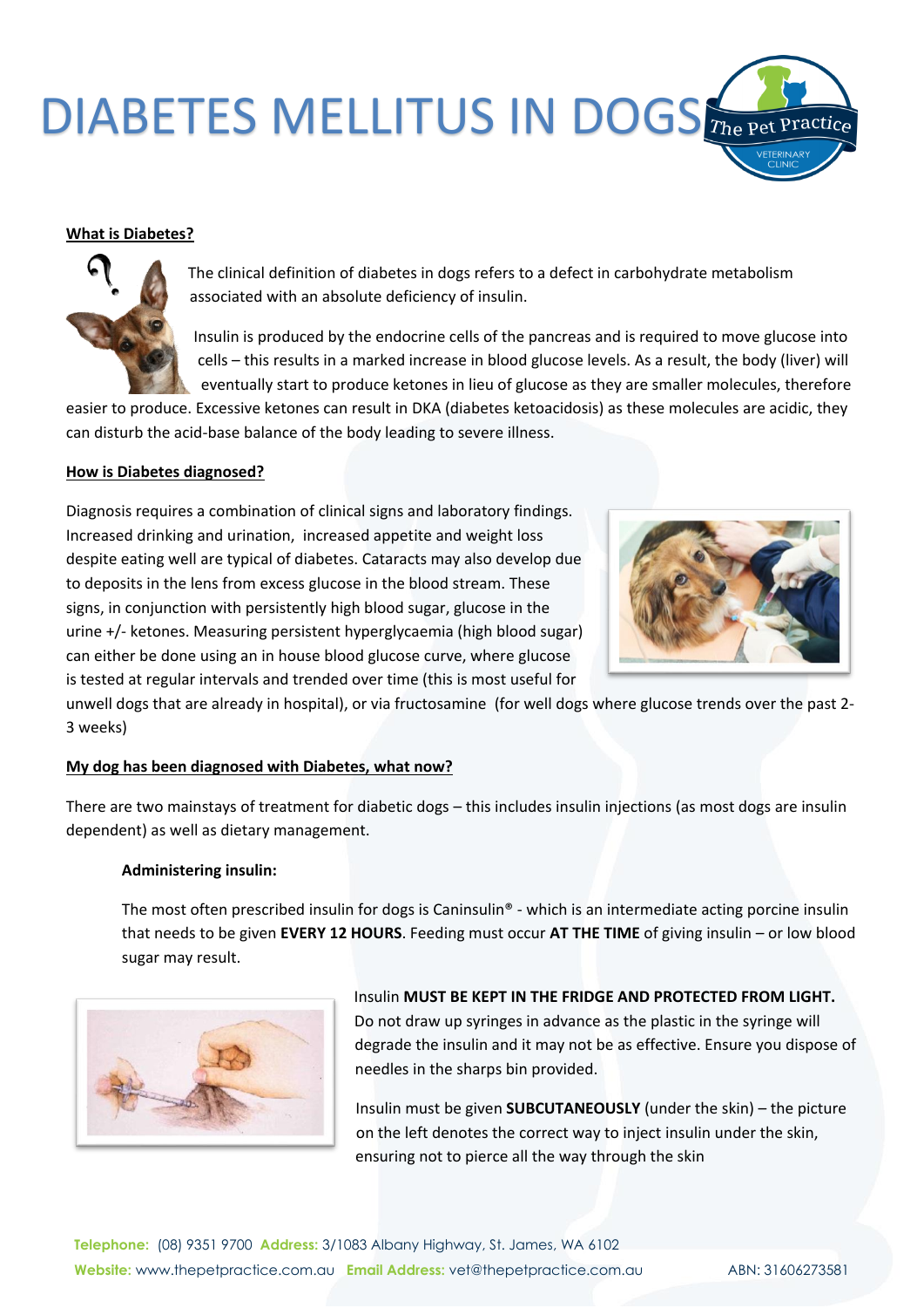# DIABETES MELLITUS IN DOGS

## What is Diabetes?

The clinical definition of diabetes in dogs refers to a defect in carbohydrate metabolism associated with an absolute deficiency of insulin.

Insulin is produced by the endocrine cells of the pancreas and is required to move glucose into cells – this results in a marked increase in blood glucose levels. As a result, the body (liver) will eventually start to produce ketones in lieu of glucose as they are smaller molecules, therefore easier to produce. Excessive ketones can result in DKA (diabetes ketoacidosis) as these molecules are acidic, they can disturb the acid-base balance of the body leading to severe illness.

## How is Diabetes diagnosed?

Diagnosis requires a combination of clinical signs and laboratory findings. Increased drinking and urination, increased appetite and weight loss despite eating well are typical of diabetes. Cataracts may also develop due to deposits in the lens from excess glucose in the blood stream. These signs, in conjunction with persistently high blood sugar, glucose in the urine +/- ketones. Measuring persistent hyperglycaemia (high blood sugar) can either be done using an in house blood glucose curve, where glucose is tested at regular intervals and trended over time (this is most useful for unwell dogs that are already in hospital), or via fructosamine (for well dogs where glucose trends over the past 2-3 weeks)

## My dog has been diagnosed with Diabetes, what now?

There are two mainstays of treatment for diabetic dogs – this includes insulin injections (as most dogs are insulin dependent) as well as dietary management.

### Administering insulin:

The most often prescribed insulin for dogs is Caninsulin® - which is an intermediate acting porcine insulin that needs to be given **EVERY 12 HOURS**. Feeding must occur **AT THE TIME** of giving insulin – or low blood sugar may result.

Insulin **MUST BE KEPT IN THE FRIDGE AND PROTECTED FROM LIGHT.** Do not draw up syringes in advance as the plastic in the syringe will degrade the insulin and it may not be as effective. Ensure you dispose of needles in the sharps bin provided.

Insulin must be given **SUBCUTANEOUSLY** (under the skin) – the picture on the left denotes the correct way to inject insulin under the skin, ensuring not to pierce all the way through the skin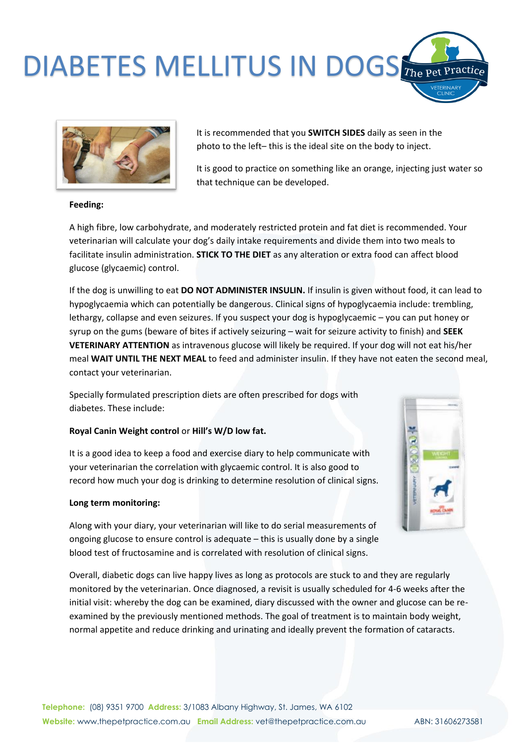# DIABETES MELLITUS IN DOGS

It is recommended that you **SWITCH SIDES** daily as seen in the photo to the left– this is the ideal site on the body to inject.

It is good to practice on something like an orange, injecting just water so that technique can be developed.

**Feeding:**

A high fibre, low carbohydrate, and moderately restricted protein and fat diet is recommended. Your veterinarian will calculate your dog's daily intake requirements and divide them into two meals to facilitate insulin administration. **STICK TO THE DIET** as any alteration or extra food can affect blood glucose (glycaemic) control.

If the dog is unwilling to eat **DO NOT ADMINISTER INSULIN.** If insulin is given without food, it can lead to hypoglycaemia which can potentially be dangerous. Clinical signs of hypoglycaemia include: trembling, lethargy, collapse and even seizures. If you suspect your dog is hypoglycaemic – you can put honey or syrup on the gums (beware of bites if actively seizuring – wait for seizure activity to finish) and **SEEK VETERINARY ATTENTION** as intravenous glucose will likely be required. If your dog will not eat his/her meal **WAIT UNTIL THE NEXT MEAL** to feed and administer insulin. If they have not eaten the second meal, contact your veterinarian.

Specially formulated prescription diets are often prescribed for dogs with diabetes. These include:

**Royal Canin Weight control** or **Hill's W/D low fat.**

It is a good idea to keep a food and exercise diary to help communicate with your veterinarian the correlation with glycaemic control. It is also good to record how much your dog is drinking to determine resolution of clinical signs.

**Long term monitoring:**

Along with your diary, your veterinarian will like to do serial measurements of ongoing glucose to ensure control is adequate – this is usually done by a single blood test of fructosamine and is correlated with resolution of clinical signs.

Overall, diabetic dogs can live happy lives as long as protocols are stuck to and they are regularly monitored by the veterinarian. Once diagnosed, a revisit is usually scheduled for 4-6 weeks after the initial visit: whereby the dog can be examined, diary discussed with the owner and glucose can be re-examined by the previously mentioned methods. The goal of treatment is to maintain body weight, normal appetite and reduce drinking and urinating and ideally prevent the formation of cataracts.

**Telephone:** (08) 9351 9700 **Address:** 3/1083 Albany Highway, St. James, WA 6102
**Website:** www.thepetpractice.com.au **Email Address:** vet@thepetpractice.com.au ABN: 31606273581